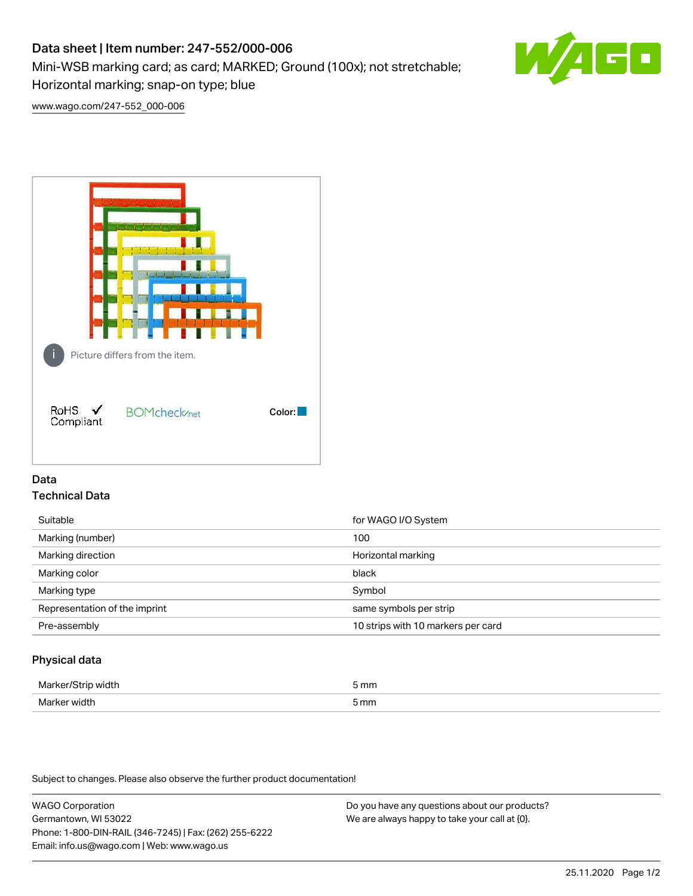# Data sheet | Item number: 247-552/000-006

Mini-WSB marking card; as card; MARKED; Ground (100x); not stretchable; Horizontal marking; snap-on type; blue

www.wago.com/247-552_000-006

Picture differs from the item.

RoHS Compliant

BOMcheck.net

Color:

## Data

### Technical Data

| | |
|---|---|
| Suitable | for WAGO I/O System |
| Marking (number) | 100 |
| Marking direction | Horizontal marking |
| Marking color | black |
| Marking type | Symbol |
| Representation of the imprint | same symbols per strip |
| Pre-assembly | 10 strips with 10 markers per card |

### Physical data

| | |
|---|---|
| Marker/Strip width | 5 mm |
| Marker width | 5 mm |

Subject to changes. Please also observe the further product documentation!

WAGO Corporation
Germantown, WI 53022
Phone: 1-800-DIN-RAIL (346-7245) | Fax: (262) 255-6222
Email: info.us@wago.com | Web: www.wago.us

Do you have any questions about our products?
We are always happy to take your call at {0}.

25.11.2020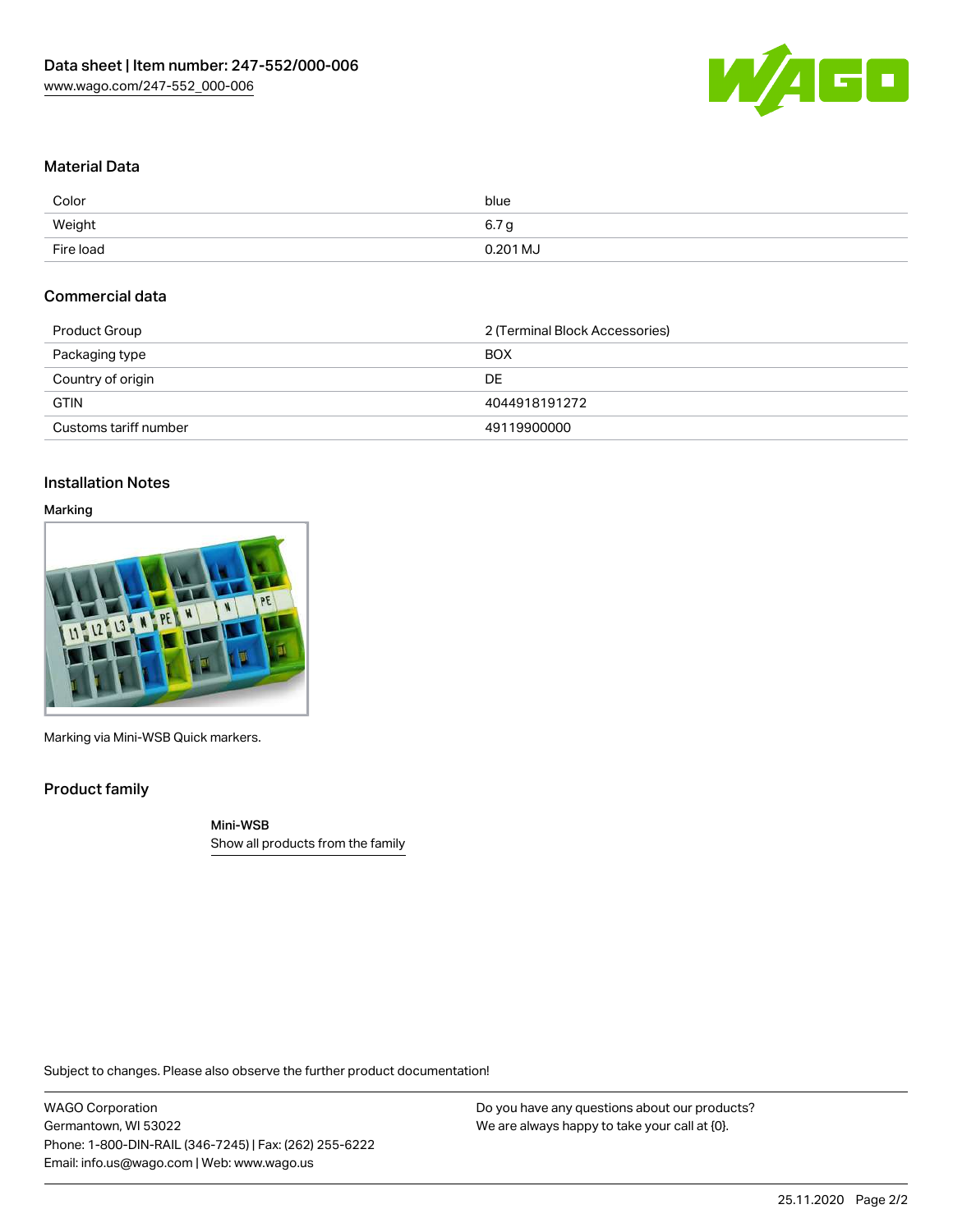## Material Data

| | |
|---|---|
| Color | blue |
| Weight | 6.7 g |
| Fire load | 0.201 MJ |

## Commercial data

| | |
|---|---|
| Product Group | 2 (Terminal Block Accessories) |
| Packaging type | BOX |
| Country of origin | DE |
| GTIN | 4044918191272 |
| Customs tariff number | 49119900000 |

## Installation Notes

### Marking

Marking via Mini-WSB Quick markers.

## Product family

Mini-WSB
Show all products from the family

Subject to changes. Please also observe the further product documentation!

WAGO Corporation
Germantown, WI 53022
Phone: 1-800-DIN-RAIL (346-7245) | Fax: (262) 255-6222
Email: info.us@wago.com | Web: www.wago.us

Do you have any questions about our products?
We are always happy to take your call at {0}.